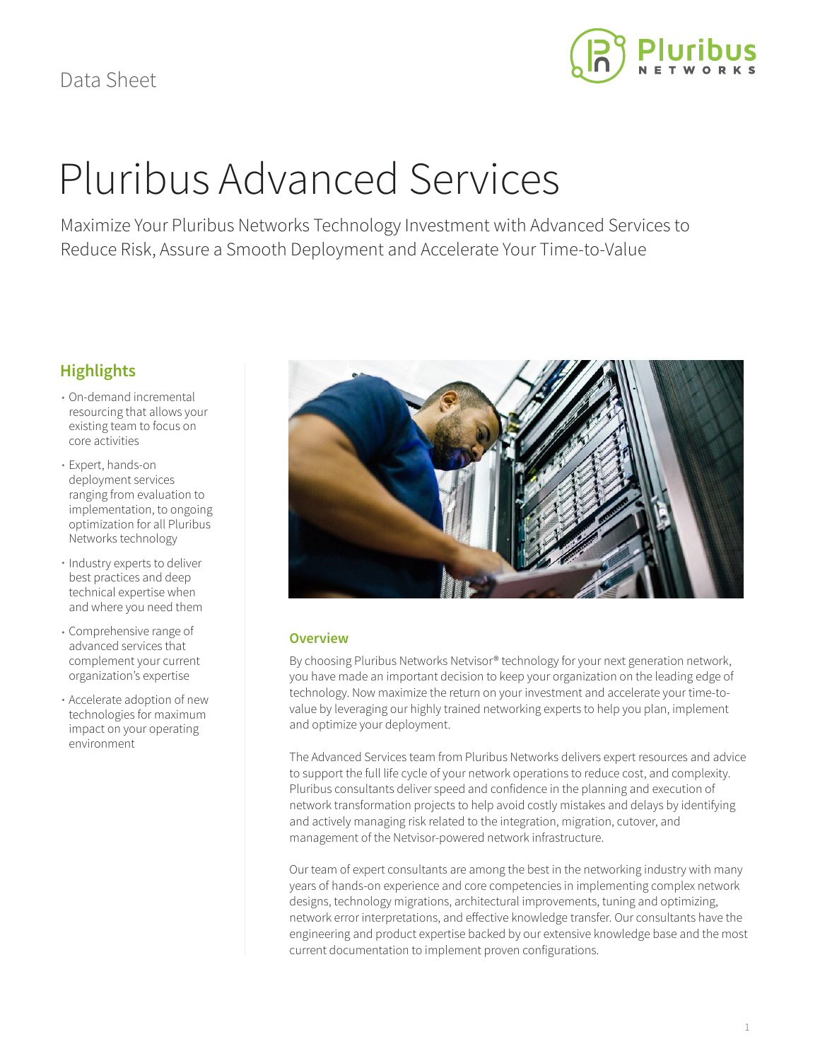Data Sheet

# Pluribus Advanced Services

Maximize Your Pluribus Networks Technology Investment with Advanced Services to Reduce Risk, Assure a Smooth Deployment and Accelerate Your Time-to-Value

## Highlights

- On-demand incremental resourcing that allows your existing team to focus on core activities
- Expert, hands-on deployment services ranging from evaluation to implementation, to ongoing optimization for all Pluribus Networks technology
- Industry experts to deliver best practices and deep technical expertise when and where you need them
- Comprehensive range of advanced services that complement your current organization's expertise
- Accelerate adoption of new technologies for maximum impact on your operating environment

### Overview

By choosing Pluribus Networks Netvisor® technology for your next generation network, you have made an important decision to keep your organization on the leading edge of technology. Now maximize the return on your investment and accelerate your time-to-value by leveraging our highly trained networking experts to help you plan, implement and optimize your deployment.

The Advanced Services team from Pluribus Networks delivers expert resources and advice to support the full life cycle of your network operations to reduce cost, and complexity. Pluribus consultants deliver speed and confidence in the planning and execution of network transformation projects to help avoid costly mistakes and delays by identifying and actively managing risk related to the integration, migration, cutover, and management of the Netvisor-powered network infrastructure.

Our team of expert consultants are among the best in the networking industry with many years of hands-on experience and core competencies in implementing complex network designs, technology migrations, architectural improvements, tuning and optimizing, network error interpretations, and effective knowledge transfer. Our consultants have the engineering and product expertise backed by our extensive knowledge base and the most current documentation to implement proven configurations.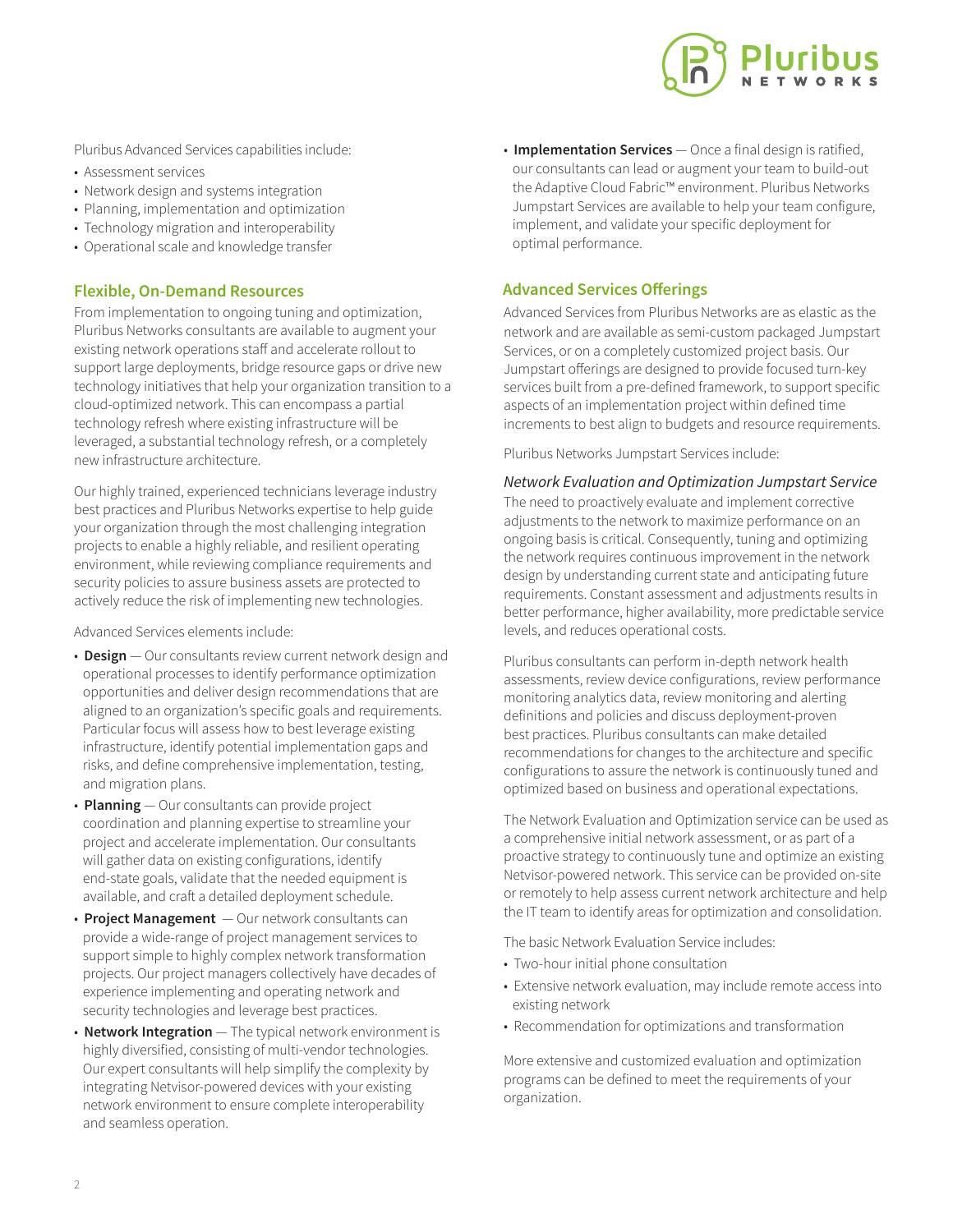Pluribus Advanced Services capabilities include:

- Assessment services
- Network design and systems integration
- Planning, implementation and optimization
- Technology migration and interoperability
- Operational scale and knowledge transfer

## Flexible, On-Demand Resources

From implementation to ongoing tuning and optimization, Pluribus Networks consultants are available to augment your existing network operations staff and accelerate rollout to support large deployments, bridge resource gaps or drive new technology initiatives that help your organization transition to a cloud-optimized network. This can encompass a partial technology refresh where existing infrastructure will be leveraged, a substantial technology refresh, or a completely new infrastructure architecture.

Our highly trained, experienced technicians leverage industry best practices and Pluribus Networks expertise to help guide your organization through the most challenging integration projects to enable a highly reliable, and resilient operating environment, while reviewing compliance requirements and security policies to assure business assets are protected to actively reduce the risk of implementing new technologies.

Advanced Services elements include:

- **Design** — Our consultants review current network design and operational processes to identify performance optimization opportunities and deliver design recommendations that are aligned to an organization's specific goals and requirements. Particular focus will assess how to best leverage existing infrastructure, identify potential implementation gaps and risks, and define comprehensive implementation, testing, and migration plans.
- **Planning** — Our consultants can provide project coordination and planning expertise to streamline your project and accelerate implementation. Our consultants will gather data on existing configurations, identify end-state goals, validate that the needed equipment is available, and craft a detailed deployment schedule.
- **Project Management** — Our network consultants can provide a wide-range of project management services to support simple to highly complex network transformation projects. Our project managers collectively have decades of experience implementing and operating network and security technologies and leverage best practices.
- **Network Integration** — The typical network environment is highly diversified, consisting of multi-vendor technologies. Our expert consultants will help simplify the complexity by integrating Netvisor-powered devices with your existing network environment to ensure complete interoperability and seamless operation.
- **Implementation Services** — Once a final design is ratified, our consultants can lead or augment your team to build-out the Adaptive Cloud Fabric™ environment. Pluribus Networks Jumpstart Services are available to help your team configure, implement, and validate your specific deployment for optimal performance.

## Advanced Services Offerings

Advanced Services from Pluribus Networks are as elastic as the network and are available as semi-custom packaged Jumpstart Services, or on a completely customized project basis. Our Jumpstart offerings are designed to provide focused turn-key services built from a pre-defined framework, to support specific aspects of an implementation project within defined time increments to best align to budgets and resource requirements.

Pluribus Networks Jumpstart Services include:

### *Network Evaluation and Optimization Jumpstart Service*

The need to proactively evaluate and implement corrective adjustments to the network to maximize performance on an ongoing basis is critical. Consequently, tuning and optimizing the network requires continuous improvement in the network design by understanding current state and anticipating future requirements. Constant assessment and adjustments results in better performance, higher availability, more predictable service levels, and reduces operational costs.

Pluribus consultants can perform in-depth network health assessments, review device configurations, review performance monitoring analytics data, review monitoring and alerting definitions and policies and discuss deployment-proven best practices. Pluribus consultants can make detailed recommendations for changes to the architecture and specific configurations to assure the network is continuously tuned and optimized based on business and operational expectations.

The Network Evaluation and Optimization service can be used as a comprehensive initial network assessment, or as part of a proactive strategy to continuously tune and optimize an existing Netvisor-powered network. This service can be provided on-site or remotely to help assess current network architecture and help the IT team to identify areas for optimization and consolidation.

The basic Network Evaluation Service includes:

- Two-hour initial phone consultation
- Extensive network evaluation, may include remote access into existing network
- Recommendation for optimizations and transformation

More extensive and customized evaluation and optimization programs can be defined to meet the requirements of your organization.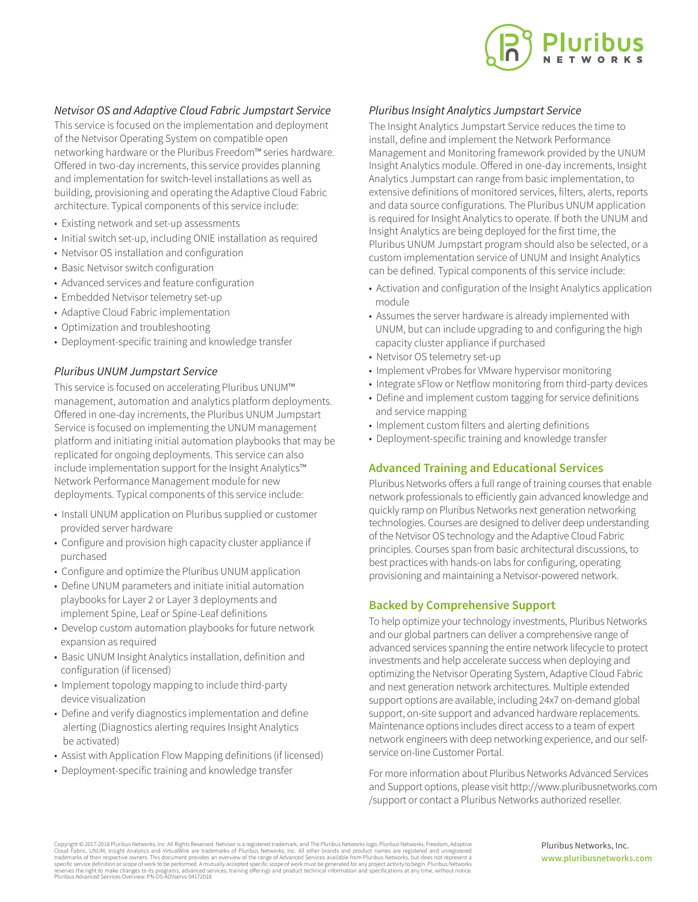*Netvisor OS and Adaptive Cloud Fabric Jumpstart Service*

This service is focused on the implementation and deployment of the Netvisor Operating System on compatible open networking hardware or the Pluribus Freedom™ series hardware. Offered in two-day increments, this service provides planning and implementation for switch-level installations as well as building, provisioning and operating the Adaptive Cloud Fabric architecture. Typical components of this service include:

- Existing network and set-up assessments
- Initial switch set-up, including ONIE installation as required
- Netvisor OS installation and configuration
- Basic Netvisor switch configuration
- Advanced services and feature configuration
- Embedded Netvisor telemetry set-up
- Adaptive Cloud Fabric implementation
- Optimization and troubleshooting
- Deployment-specific training and knowledge transfer

*Pluribus UNUM Jumpstart Service*

This service is focused on accelerating Pluribus UNUM™ management, automation and analytics platform deployments. Offered in one-day increments, the Pluribus UNUM Jumpstart Service is focused on implementing the UNUM management platform and initiating initial automation playbooks that may be replicated for ongoing deployments. This service can also include implementation support for the Insight Analytics™ Network Performance Management module for new deployments. Typical components of this service include:

- Install UNUM application on Pluribus supplied or customer provided server hardware
- Configure and provision high capacity cluster appliance if purchased
- Configure and optimize the Pluribus UNUM application
- Define UNUM parameters and initiate initial automation playbooks for Layer 2 or Layer 3 deployments and implement Spine, Leaf or Spine-Leaf definitions
- Develop custom automation playbooks for future network expansion as required
- Basic UNUM Insight Analytics installation, definition and configuration (if licensed)
- Implement topology mapping to include third-party device visualization
- Define and verify diagnostics implementation and define alerting (Diagnostics alerting requires Insight Analytics be activated)
- Assist with Application Flow Mapping definitions (if licensed)
- Deployment-specific training and knowledge transfer

*Pluribus Insight Analytics Jumpstart Service*

The Insight Analytics Jumpstart Service reduces the time to install, define and implement the Network Performance Management and Monitoring framework provided by the UNUM Insight Analytics module. Offered in one-day increments, Insight Analytics Jumpstart can range from basic implementation, to extensive definitions of monitored services, filters, alerts, reports and data source configurations. The Pluribus UNUM application is required for Insight Analytics to operate. If both the UNUM and Insight Analytics are being deployed for the first time, the Pluribus UNUM Jumpstart program should also be selected, or a custom implementation service of UNUM and Insight Analytics can be defined. Typical components of this service include:

- Activation and configuration of the Insight Analytics application module
- Assumes the server hardware is already implemented with UNUM, but can include upgrading to and configuring the high capacity cluster appliance if purchased
- Netvisor OS telemetry set-up
- Implement vProbes for VMware hypervisor monitoring
- Integrate sFlow or Netflow monitoring from third-party devices
- Define and implement custom tagging for service definitions and service mapping
- Implement custom filters and alerting definitions
- Deployment-specific training and knowledge transfer

## Advanced Training and Educational Services

Pluribus Networks offers a full range of training courses that enable network professionals to efficiently gain advanced knowledge and quickly ramp on Pluribus Networks next generation networking technologies. Courses are designed to deliver deep understanding of the Netvisor OS technology and the Adaptive Cloud Fabric principles. Courses span from basic architectural discussions, to best practices with hands-on labs for configuring, operating provisioning and maintaining a Netvisor-powered network.

## Backed by Comprehensive Support

To help optimize your technology investments, Pluribus Networks and our global partners can deliver a comprehensive range of advanced services spanning the entire network lifecycle to protect investments and help accelerate success when deploying and optimizing the Netvisor Operating System, Adaptive Cloud Fabric and next generation network architectures. Multiple extended support options are available, including 24x7 on-demand global support, on-site support and advanced hardware replacements. Maintenance options includes direct access to a team of expert network engineers with deep networking experience, and our self-service on-line Customer Portal.

For more information about Pluribus Networks Advanced Services and Support options, please visit http://www.pluribusnetworks.com /support or contact a Pluribus Networks authorized reseller.

Copyright © 2017-2018 Pluribus Networks, Inc. All Rights Reserved. Netvisor is a registered trademark, and The Pluribus Networks logo, Pluribus Networks, Freedom, Adaptive Cloud Fabric, UNUM, Insight Analytics and VirtualWire are trademarks of Pluribus Networks, Inc. All other brands and product names are registered and unregistered trademarks of their respective owners. This document provides an overview of the range of Advanced Services available from Pluribus Networks, but does not represent a specific service definition or scope of work to be performed. A mutually accepted specific scope of work must be generated for any project activity to begin. Pluribus Networks reserves the right to make changes to its programs, advanced services, training offerings and product technical information and specifications at any time, without notice. Pluribus Advanced Services Overview. PN-DS-ADVservs-04172018

Pluribus Networks, Inc.
www.pluribusnetworks.com